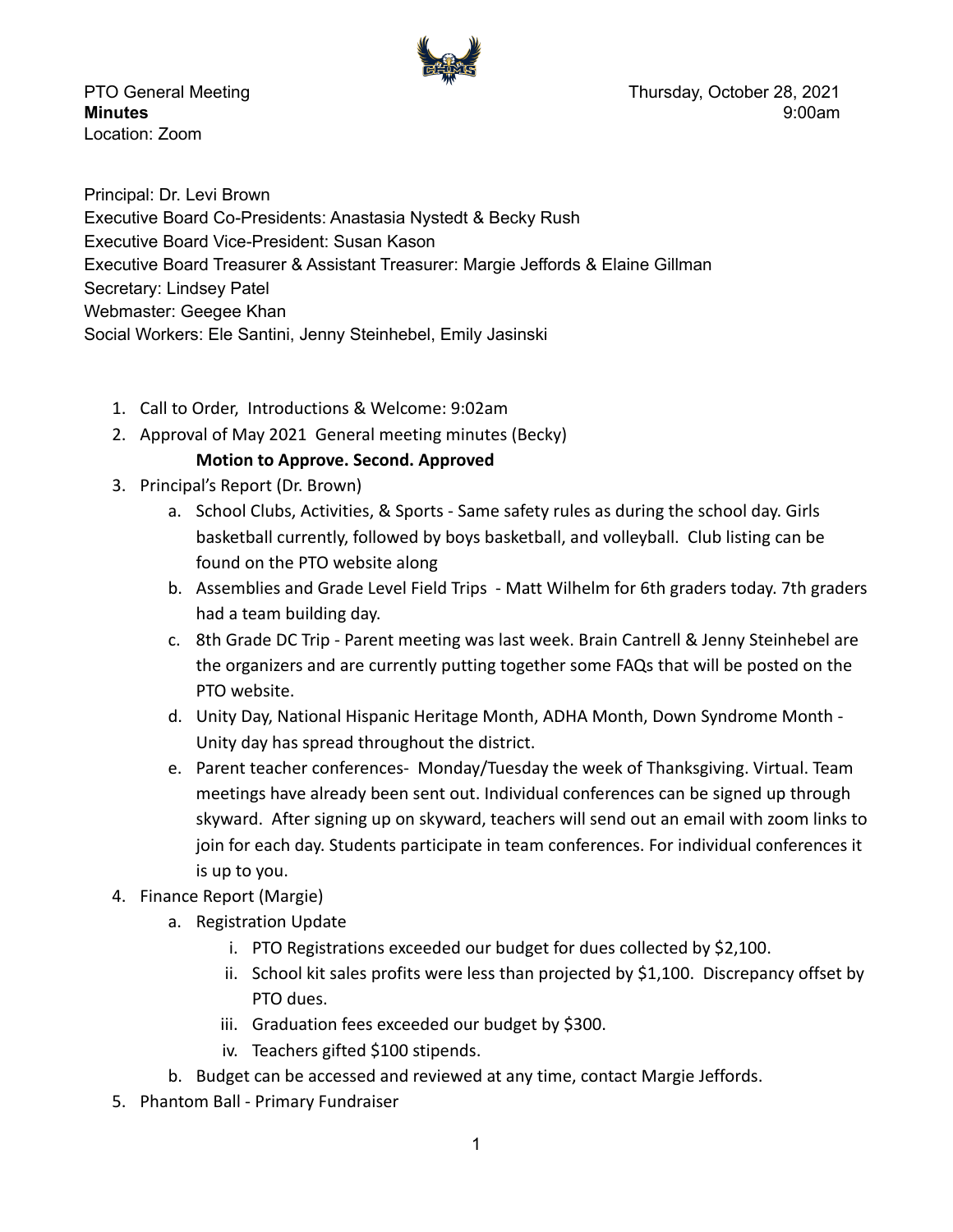PTO General Meeting
**Minutes**
Location: Zoom

Thursday, October 28, 2021
9:00am

Principal: Dr. Levi Brown
Executive Board Co-Presidents: Anastasia Nystedt & Becky Rush
Executive Board Vice-President: Susan Kason
Executive Board Treasurer & Assistant Treasurer: Margie Jeffords & Elaine Gillman
Secretary: Lindsey Patel
Webmaster: Geegee Khan
Social Workers: Ele Santini, Jenny Steinhebel, Emily Jasinski

1. Call to Order, Introductions & Welcome: 9:02am
2. Approval of May 2021 General meeting minutes (Becky)
   **Motion to Approve. Second. Approved**
3. Principal's Report (Dr. Brown)
   a. School Clubs, Activities, & Sports - Same safety rules as during the school day. Girls basketball currently, followed by boys basketball, and volleyball. Club listing can be found on the PTO website along
   b. Assemblies and Grade Level Field Trips - Matt Wilhelm for 6th graders today. 7th graders had a team building day.
   c. 8th Grade DC Trip - Parent meeting was last week. Brain Cantrell & Jenny Steinhebel are the organizers and are currently putting together some FAQs that will be posted on the PTO website.
   d. Unity Day, National Hispanic Heritage Month, ADHA Month, Down Syndrome Month - Unity day has spread throughout the district.
   e. Parent teacher conferences- Monday/Tuesday the week of Thanksgiving. Virtual. Team meetings have already been sent out. Individual conferences can be signed up through skyward. After signing up on skyward, teachers will send out an email with zoom links to join for each day. Students participate in team conferences. For individual conferences it is up to you.
4. Finance Report (Margie)
   a. Registration Update
      i. PTO Registrations exceeded our budget for dues collected by $2,100.
      ii. School kit sales profits were less than projected by $1,100. Discrepancy offset by PTO dues.
      iii. Graduation fees exceeded our budget by $300.
      iv. Teachers gifted $100 stipends.
   b. Budget can be accessed and reviewed at any time, contact Margie Jeffords.
5. Phantom Ball - Primary Fundraiser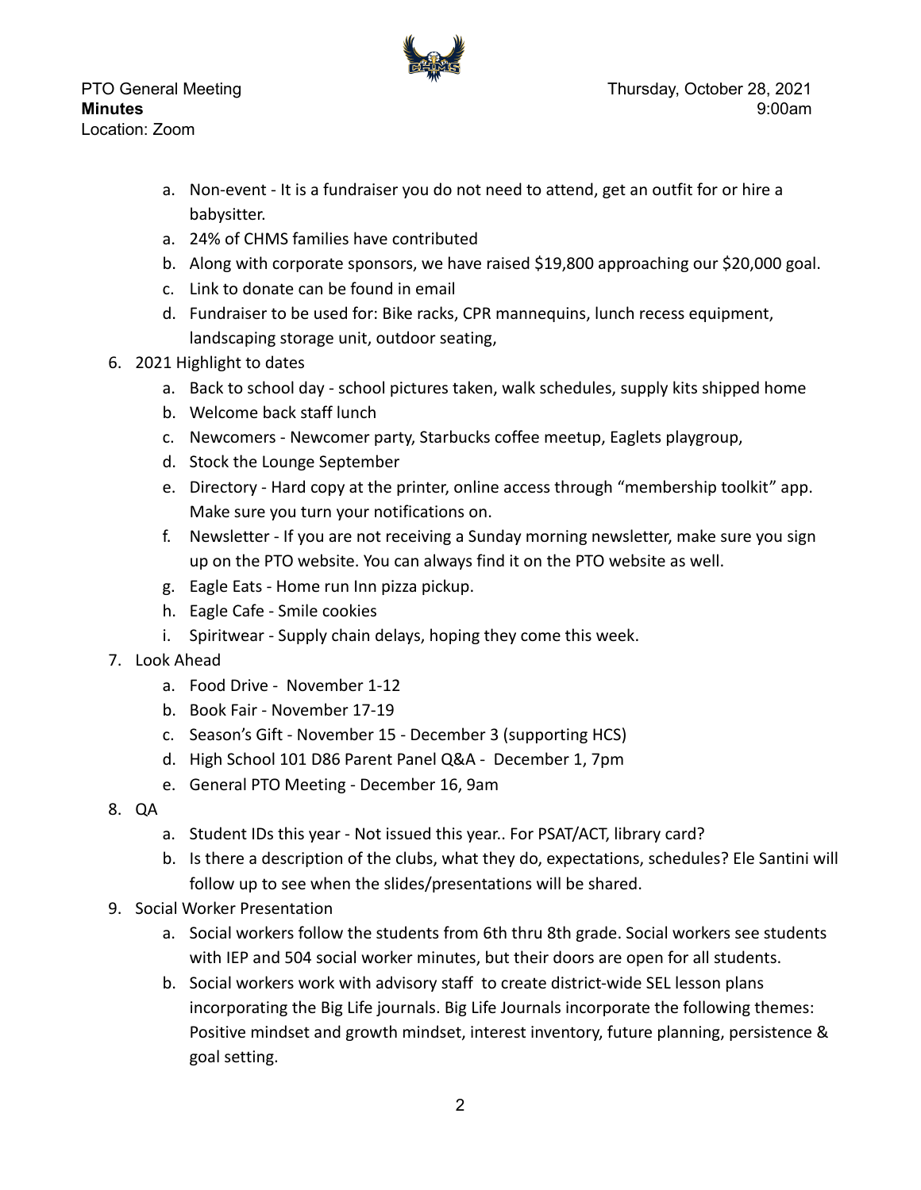a. Non-event - It is a fundraiser you do not need to attend, get an outfit for or hire a babysitter.
a. 24% of CHMS families have contributed
b. Along with corporate sponsors, we have raised $19,800 approaching our $20,000 goal.
c. Link to donate can be found in email
d. Fundraiser to be used for: Bike racks, CPR mannequins, lunch recess equipment, landscaping storage unit, outdoor seating,

6. 2021 Highlight to dates
   a. Back to school day - school pictures taken, walk schedules, supply kits shipped home
   b. Welcome back staff lunch
   c. Newcomers - Newcomer party, Starbucks coffee meetup, Eaglets playgroup,
   d. Stock the Lounge September
   e. Directory - Hard copy at the printer, online access through "membership toolkit" app. Make sure you turn your notifications on.
   f. Newsletter - If you are not receiving a Sunday morning newsletter, make sure you sign up on the PTO website. You can always find it on the PTO website as well.
   g. Eagle Eats - Home run Inn pizza pickup.
   h. Eagle Cafe - Smile cookies
   i. Spiritwear - Supply chain delays, hoping they come this week.
7. Look Ahead
   a. Food Drive - November 1-12
   b. Book Fair - November 17-19
   c. Season's Gift - November 15 - December 3 (supporting HCS)
   d. High School 101 D86 Parent Panel Q&A - December 1, 7pm
   e. General PTO Meeting - December 16, 9am
8. QA
   a. Student IDs this year - Not issued this year.. For PSAT/ACT, library card?
   b. Is there a description of the clubs, what they do, expectations, schedules? Ele Santini will follow up to see when the slides/presentations will be shared.
9. Social Worker Presentation
   a. Social workers follow the students from 6th thru 8th grade. Social workers see students with IEP and 504 social worker minutes, but their doors are open for all students.
   b. Social workers work with advisory staff to create district-wide SEL lesson plans incorporating the Big Life journals. Big Life Journals incorporate the following themes: Positive mindset and growth mindset, interest inventory, future planning, persistence & goal setting.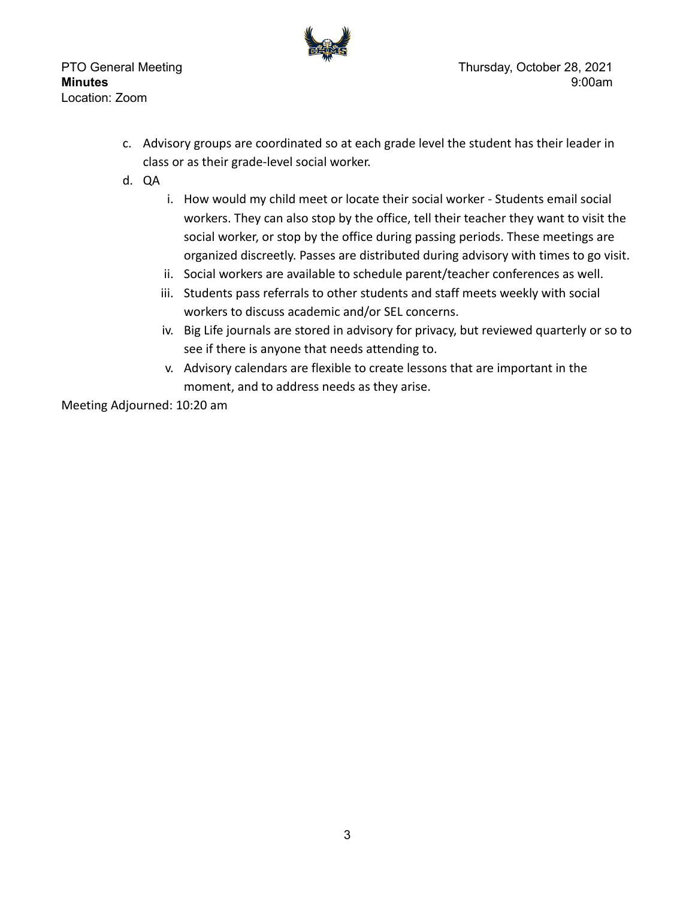c. Advisory groups are coordinated so at each grade level the student has their leader in class or as their grade-level social worker.

d. QA

   i. How would my child meet or locate their social worker - Students email social workers. They can also stop by the office, tell their teacher they want to visit the social worker, or stop by the office during passing periods. These meetings are organized discreetly. Passes are distributed during advisory with times to go visit.

   ii. Social workers are available to schedule parent/teacher conferences as well.

   iii. Students pass referrals to other students and staff meets weekly with social workers to discuss academic and/or SEL concerns.

   iv. Big Life journals are stored in advisory for privacy, but reviewed quarterly or so to see if there is anyone that needs attending to.

   v. Advisory calendars are flexible to create lessons that are important in the moment, and to address needs as they arise.

Meeting Adjourned: 10:20 am